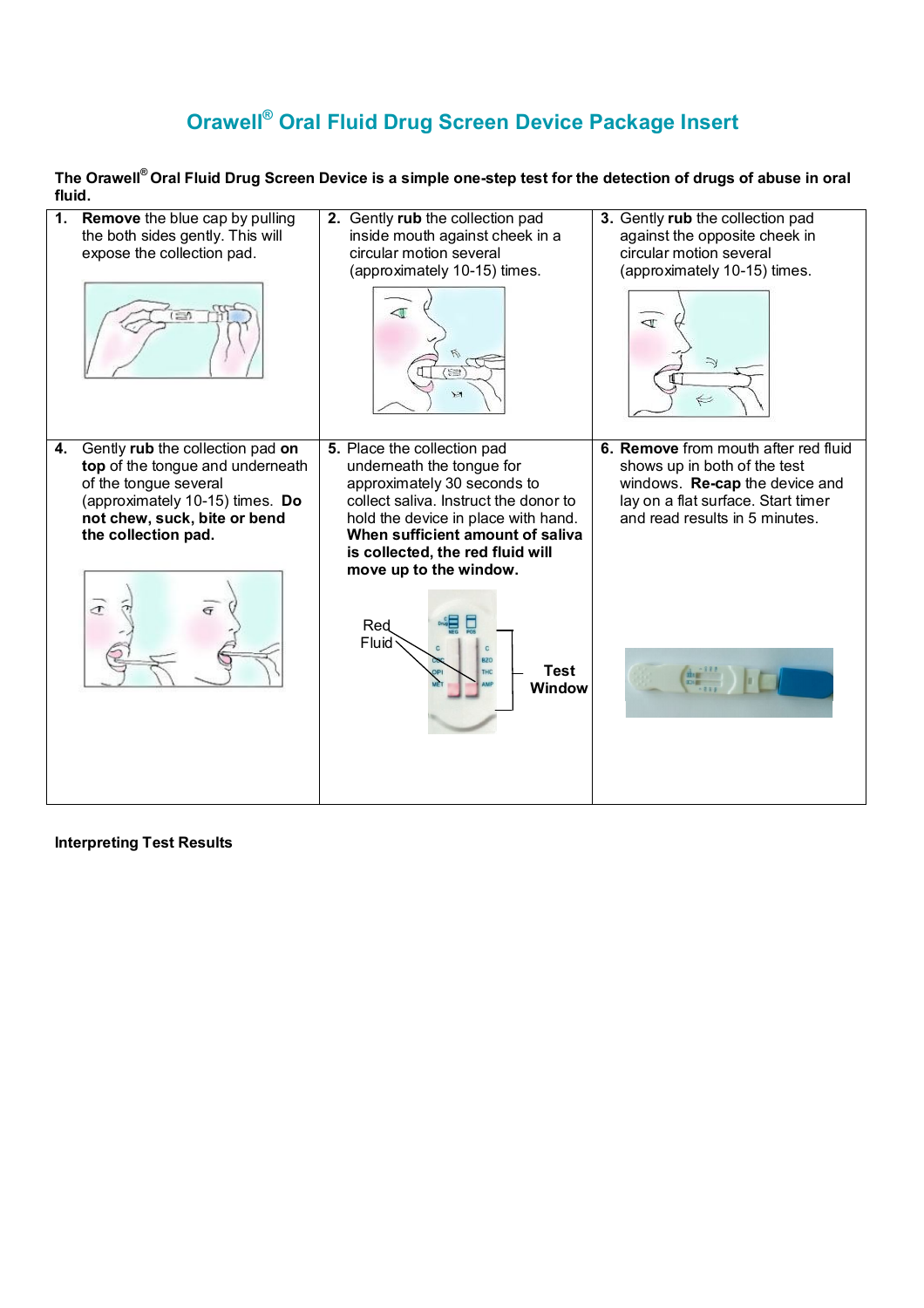# Orawell® Oral Fluid Drug Screen Device Package Insert

**The Orawell® Oral Fluid Drug Screen Device is a simple one-step test for the detection of drugs of abuse in oral fluid.**

| | | |
|---|---|---|
| 1. **Remove** the blue cap by pulling the both sides gently. This will expose the collection pad. | 2. Gently **rub** the collection pad inside mouth against cheek in a circular motion several (approximately 10-15) times. | 3. Gently **rub** the collection pad against the opposite cheek in circular motion several (approximately 10-15) times. |
| 4. Gently **rub** the collection pad **on top** of the tongue and underneath of the tongue several (approximately 10-15) times. **Do not chew, suck, bite or bend the collection pad.** | 5. Place the collection pad underneath the tongue for approximately 30 seconds to collect saliva. Instruct the donor to hold the device in place with hand. **When sufficient amount of saliva is collected, the red fluid will move up to the window.** | 6. **Remove** from mouth after red fluid shows up in both of the test windows. **Re-cap** the device and lay on a flat surface. Start timer and read results in 5 minutes. |
| | Red Fluid — **Test Window** | |

**Interpreting Test Results**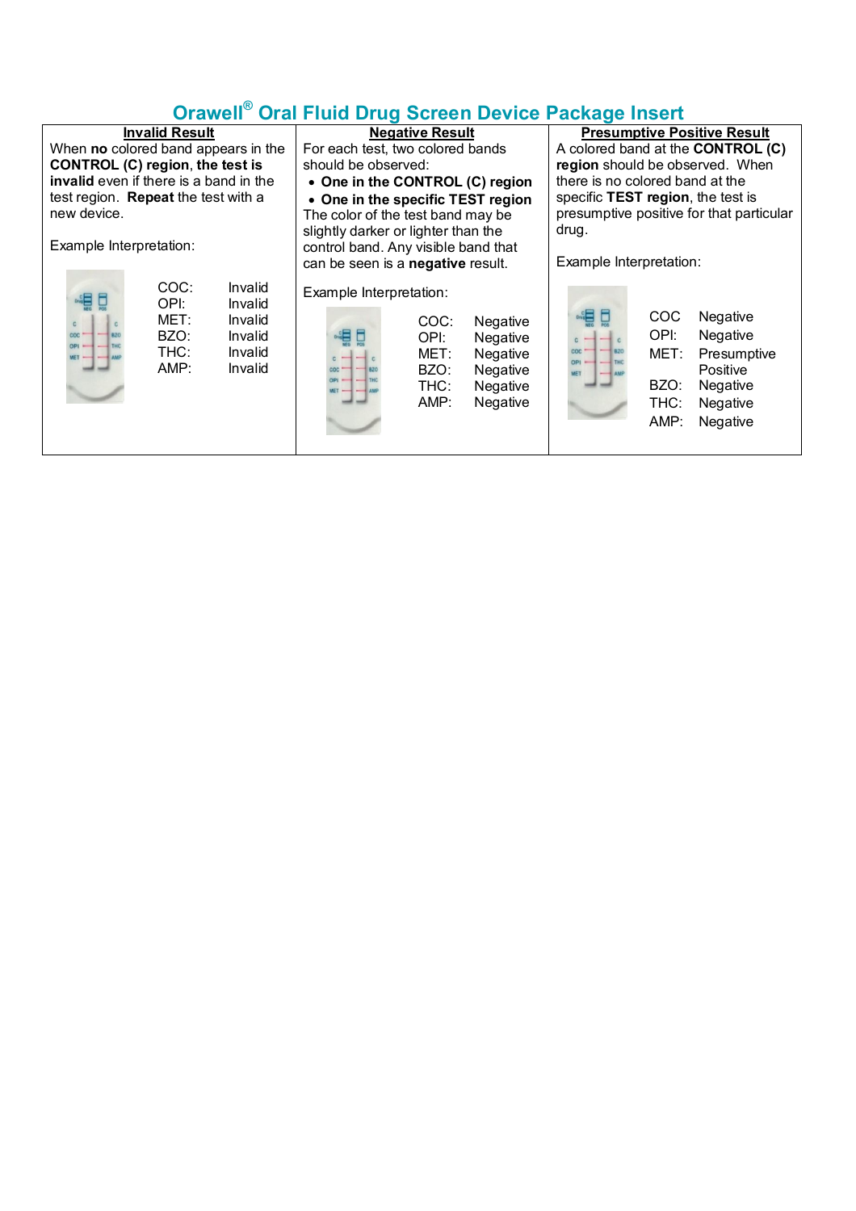# Orawell® Oral Fluid Drug Screen Device Package Insert

## Invalid Result

When **no** colored band appears in the **CONTROL (C) region**, **the test is invalid** even if there is a band in the test region. **Repeat** the test with a new device.

Example Interpretation:

| | |
|---|---|
| COC: | Invalid |
| OPI: | Invalid |
| MET: | Invalid |
| BZO: | Invalid |
| THC: | Invalid |
| AMP: | Invalid |

## Negative Result

For each test, two colored bands should be observed:

- **One in the CONTROL (C) region**
- **One in the specific TEST region**

The color of the test band may be slightly darker or lighter than the control band. Any visible band that can be seen is a **negative** result.

Example Interpretation:

| | |
|---|---|
| COC: | Negative |
| OPI: | Negative |
| MET: | Negative |
| BZO: | Negative |
| THC: | Negative |
| AMP: | Negative |

## Presumptive Positive Result

A colored band at the **CONTROL (C) region** should be observed. When there is no colored band at the specific **TEST region**, the test is presumptive positive for that particular drug.

Example Interpretation:

| | |
|---|---|
| COC | Negative |
| OPI: | Negative |
| MET: | Presumptive Positive |
| BZO: | Negative |
| THC: | Negative |
| AMP: | Negative |